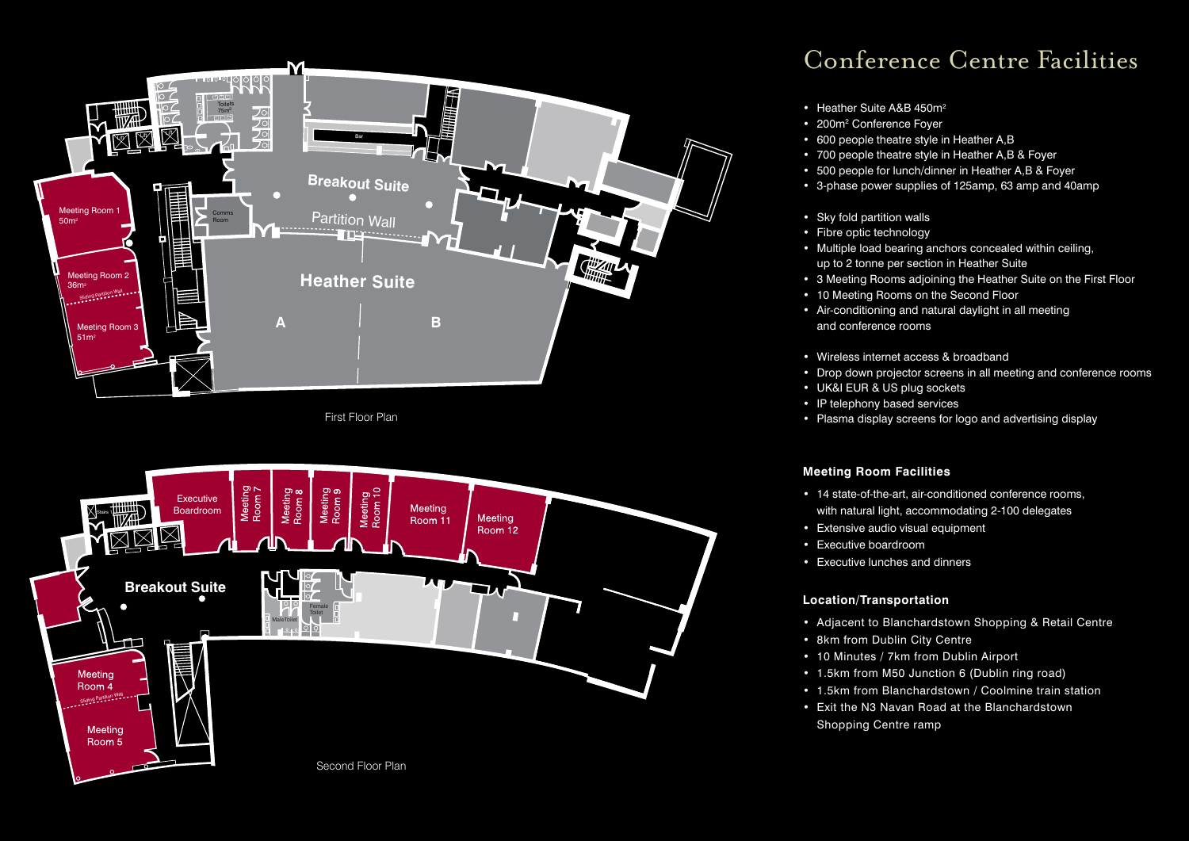# Conference Centre Facilities

- Heather Suite A&B 450m²
- 200m² Conference Foyer
- 600 people theatre style in Heather A,B
- 700 people theatre style in Heather A,B & Foyer
- 500 people for lunch/dinner in Heather A,B & Foyer
- 3-phase power supplies of 125amp, 63 amp and 40amp

- Sky fold partition walls
- Fibre optic technology
- Multiple load bearing anchors concealed within ceiling, up to 2 tonne per section in Heather Suite
- 3 Meeting Rooms adjoining the Heather Suite on the First Floor
- 10 Meeting Rooms on the Second Floor
- Air-conditioning and natural daylight in all meeting and conference rooms

- Wireless internet access & broadband
- Drop down projector screens in all meeting and conference rooms
- UK&I EUR & US plug sockets
- IP telephony based services
- Plasma display screens for logo and advertising display

### Meeting Room Facilities

- 14 state-of-the-art, air-conditioned conference rooms, with natural light, accommodating 2-100 delegates
- Extensive audio visual equipment
- Executive boardroom
- Executive lunches and dinners

### Location/Transportation

- Adjacent to Blanchardstown Shopping & Retail Centre
- 8km from Dublin City Centre
- 10 Minutes / 7km from Dublin Airport
- 1.5km from M50 Junction 6 (Dublin ring road)
- 1.5km from Blanchardstown / Coolmine train station
- Exit the N3 Navan Road at the Blanchardstown Shopping Centre ramp

First Floor Plan

Second Floor Plan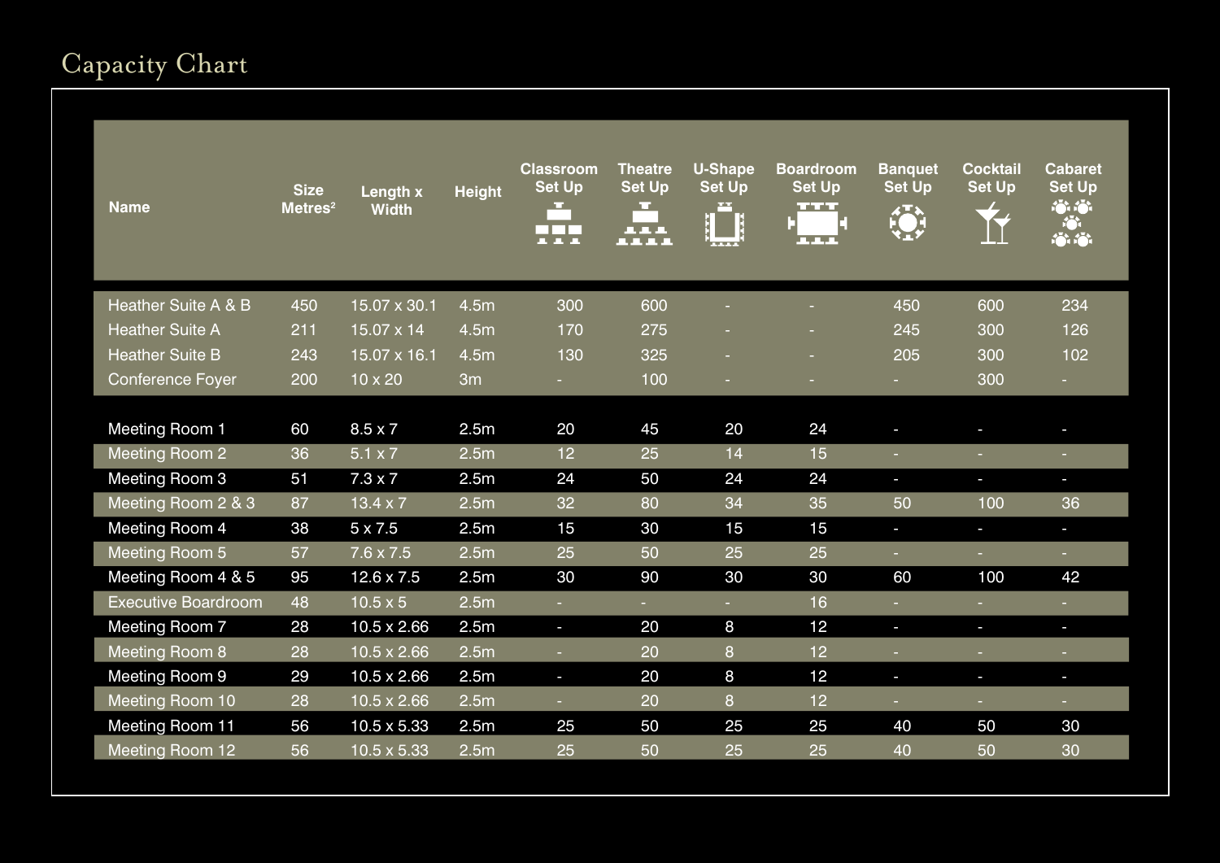# Capacity Chart

| Name | Size Metres² | Length x Width | Height | Classroom Set Up | Theatre Set Up | U-Shape Set Up | Boardroom Set Up | Banquet Set Up | Cocktail Set Up | Cabaret Set Up |
|---|---|---|---|---|---|---|---|---|---|---|
| Heather Suite A & B | 450 | 15.07 x 30.1 | 4.5m | 300 | 600 | - | - | 450 | 600 | 234 |
| Heather Suite A | 211 | 15.07 x 14 | 4.5m | 170 | 275 | - | - | 245 | 300 | 126 |
| Heather Suite B | 243 | 15.07 x 16.1 | 4.5m | 130 | 325 | - | - | 205 | 300 | 102 |
| Conference Foyer | 200 | 10 x 20 | 3m | - | 100 | - | - | - | 300 | - |
| Meeting Room 1 | 60 | 8.5 x 7 | 2.5m | 20 | 45 | 20 | 24 | - | - | - |
| Meeting Room 2 | 36 | 5.1 x 7 | 2.5m | 12 | 25 | 14 | 15 | - | - | - |
| Meeting Room 3 | 51 | 7.3 x 7 | 2.5m | 24 | 50 | 24 | 24 | - | - | - |
| Meeting Room 2 & 3 | 87 | 13.4 x 7 | 2.5m | 32 | 80 | 34 | 35 | 50 | 100 | 36 |
| Meeting Room 4 | 38 | 5 x 7.5 | 2.5m | 15 | 30 | 15 | 15 | - | - | - |
| Meeting Room 5 | 57 | 7.6 x 7.5 | 2.5m | 25 | 50 | 25 | 25 | - | - | - |
| Meeting Room 4 & 5 | 95 | 12.6 x 7.5 | 2.5m | 30 | 90 | 30 | 30 | 60 | 100 | 42 |
| Executive Boardroom | 48 | 10.5 x 5 | 2.5m | - | - | - | 16 | - | - | - |
| Meeting Room 7 | 28 | 10.5 x 2.66 | 2.5m | - | 20 | 8 | 12 | - | - | - |
| Meeting Room 8 | 28 | 10.5 x 2.66 | 2.5m | - | 20 | 8 | 12 | - | - | - |
| Meeting Room 9 | 29 | 10.5 x 2.66 | 2.5m | - | 20 | 8 | 12 | - | - | - |
| Meeting Room 10 | 28 | 10.5 x 2.66 | 2.5m | - | 20 | 8 | 12 | - | - | - |
| Meeting Room 11 | 56 | 10.5 x 5.33 | 2.5m | 25 | 50 | 25 | 25 | 40 | 50 | 30 |
| Meeting Room 12 | 56 | 10.5 x 5.33 | 2.5m | 25 | 50 | 25 | 25 | 40 | 50 | 30 |